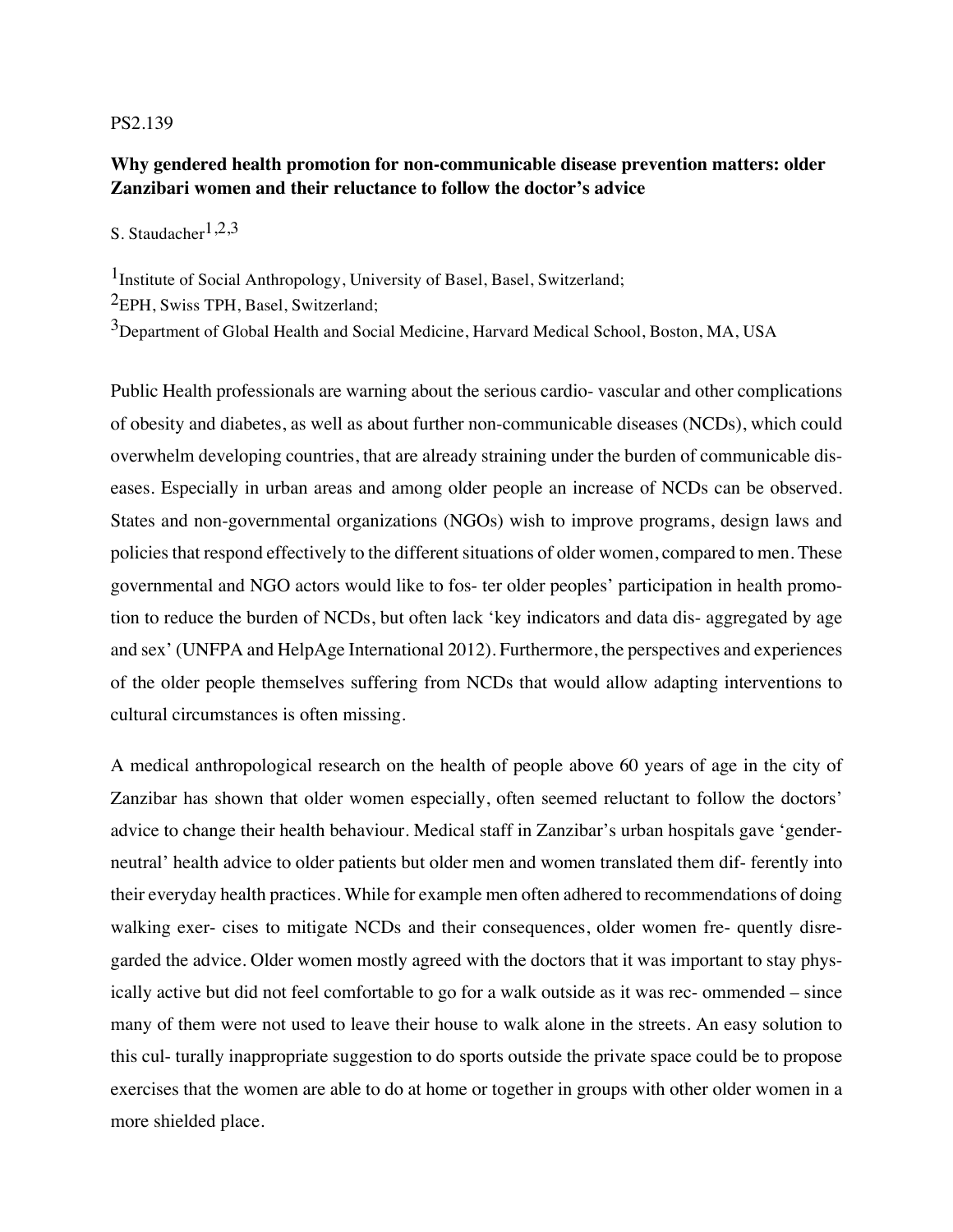PS2.139

**Why gendered health promotion for non-communicable disease prevention matters: older Zanzibari women and their reluctance to follow the doctor's advice**

S. Staudacher[1,2,3]

[1]Institute of Social Anthropology, University of Basel, Basel, Switzerland;
[2]EPH, Swiss TPH, Basel, Switzerland;
[3]Department of Global Health and Social Medicine, Harvard Medical School, Boston, MA, USA

Public Health professionals are warning about the serious cardio- vascular and other complications of obesity and diabetes, as well as about further non-communicable diseases (NCDs), which could overwhelm developing countries, that are already straining under the burden of communicable diseases. Especially in urban areas and among older people an increase of NCDs can be observed. States and non-governmental organizations (NGOs) wish to improve programs, design laws and policies that respond effectively to the different situations of older women, compared to men. These governmental and NGO actors would like to fos- ter older peoples' participation in health promotion to reduce the burden of NCDs, but often lack 'key indicators and data dis- aggregated by age and sex' (UNFPA and HelpAge International 2012). Furthermore, the perspectives and experiences of the older people themselves suffering from NCDs that would allow adapting interventions to cultural circumstances is often missing.

A medical anthropological research on the health of people above 60 years of age in the city of Zanzibar has shown that older women especially, often seemed reluctant to follow the doctors' advice to change their health behaviour. Medical staff in Zanzibar's urban hospitals gave 'gender-neutral' health advice to older patients but older men and women translated them dif- ferently into their everyday health practices. While for example men often adhered to recommendations of doing walking exer- cises to mitigate NCDs and their consequences, older women fre- quently disregarded the advice. Older women mostly agreed with the doctors that it was important to stay physically active but did not feel comfortable to go for a walk outside as it was rec- ommended – since many of them were not used to leave their house to walk alone in the streets. An easy solution to this cul- turally inappropriate suggestion to do sports outside the private space could be to propose exercises that the women are able to do at home or together in groups with other older women in a more shielded place.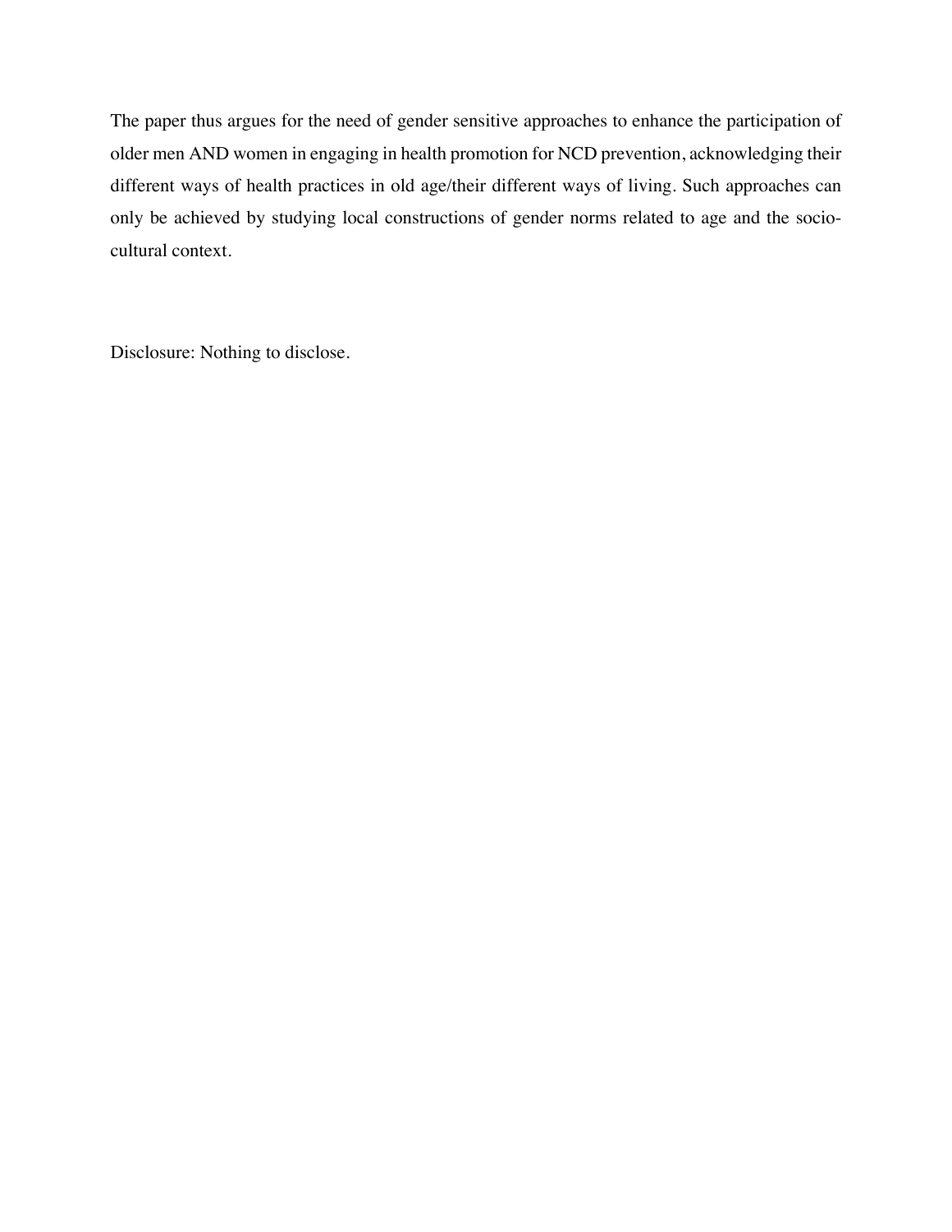The paper thus argues for the need of gender sensitive approaches to enhance the participation of older men AND women in engaging in health promotion for NCD prevention, acknowledging their different ways of health practices in old age/their different ways of living. Such approaches can only be achieved by studying local constructions of gender norms related to age and the socio-cultural context.

Disclosure: Nothing to disclose.